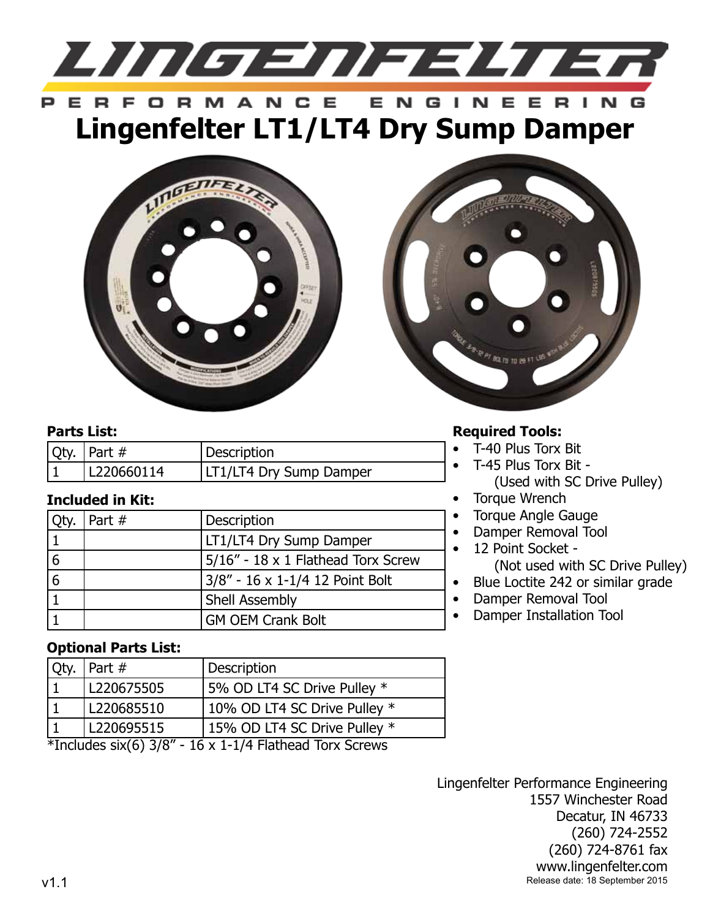# Lingenfelter LT1/LT4 Dry Sump Damper

**Parts List:**

| Qty. | Part # | Description |
| --- | --- | --- |
| 1 | L220660114 | LT1/LT4 Dry Sump Damper |

**Included in Kit:**

| Qty. | Part # | Description |
| --- | --- | --- |
| 1 | | LT1/LT4 Dry Sump Damper |
| 6 | | 5/16" - 18 x 1 Flathead Torx Screw |
| 6 | | 3/8" - 16 x 1-1/4 12 Point Bolt |
| 1 | | Shell Assembly |
| 1 | | GM OEM Crank Bolt |

**Optional Parts List:**

| Qty. | Part # | Description |
| --- | --- | --- |
| 1 | L220675505 | 5% OD LT4 SC Drive Pulley * |
| 1 | L220685510 | 10% OD LT4 SC Drive Pulley * |
| 1 | L220695515 | 15% OD LT4 SC Drive Pulley * |

*Includes six(6) 3/8" - 16 x 1-1/4 Flathead Torx Screws

**Required Tools:**

- T-40 Plus Torx Bit
- T-45 Plus Torx Bit - (Used with SC Drive Pulley)
- Torque Wrench
- Torque Angle Gauge
- Damper Removal Tool
- 12 Point Socket - (Not used with SC Drive Pulley)
- Blue Loctite 242 or similar grade
- Damper Removal Tool
- Damper Installation Tool

Lingenfelter Performance Engineering
1557 Winchester Road
Decatur, IN 46733
(260) 724-2552
(260) 724-8761 fax
www.lingenfelter.com
Release date: 18 September 2015

v1.1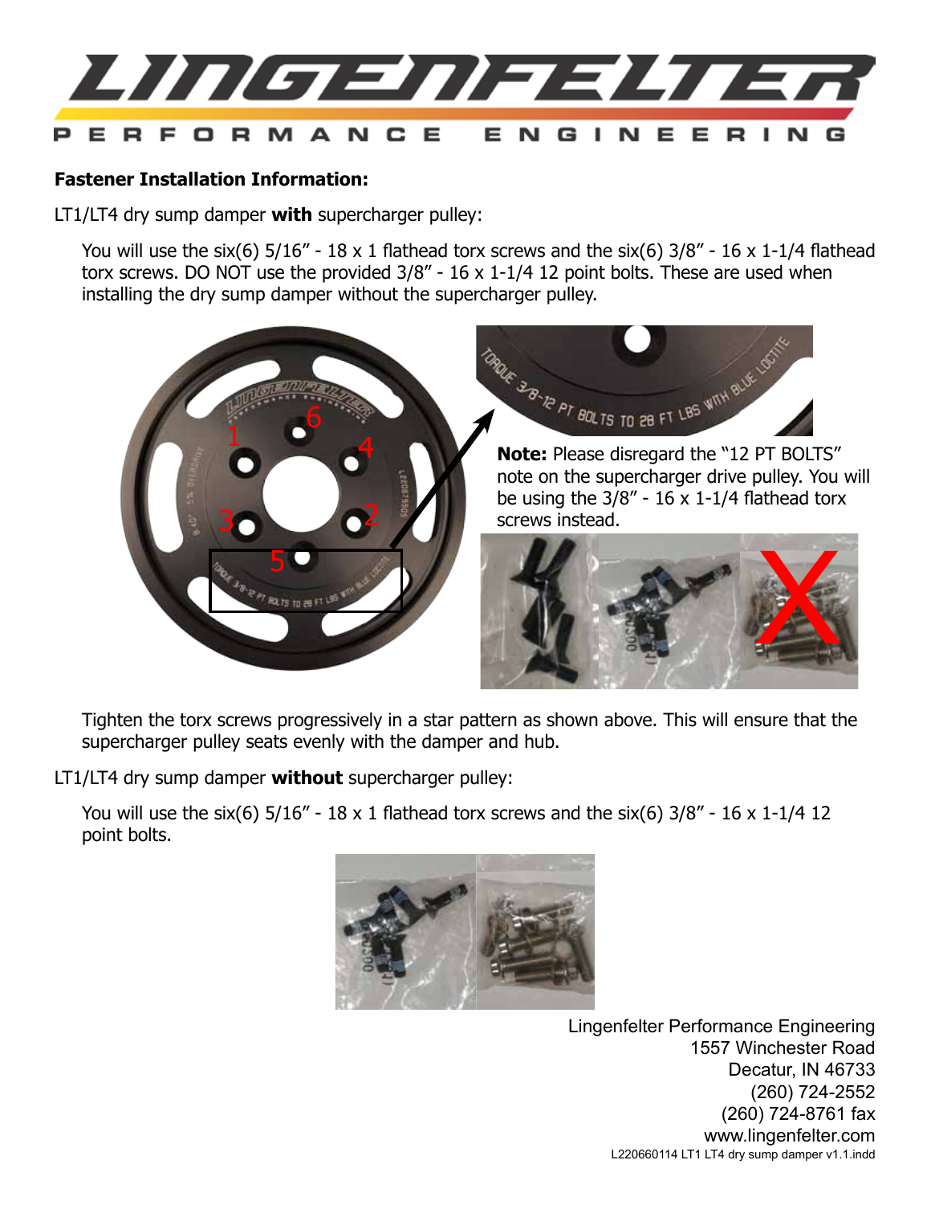**Fastener Installation Information:**

LT1/LT4 dry sump damper **with** supercharger pulley:

You will use the six(6) 5/16" - 18 x 1 flathead torx screws and the six(6) 3/8" - 16 x 1-1/4 flathead torx screws. DO NOT use the provided 3/8" - 16 x 1-1/4 12 point bolts. These are used when installing the dry sump damper without the supercharger pulley.

**Note:** Please disregard the "12 PT BOLTS" note on the supercharger drive pulley. You will be using the 3/8" - 16 x 1-1/4 flathead torx screws instead.

Tighten the torx screws progressively in a star pattern as shown above. This will ensure that the supercharger pulley seats evenly with the damper and hub.

LT1/LT4 dry sump damper **without** supercharger pulley:

You will use the six(6) 5/16" - 18 x 1 flathead torx screws and the six(6) 3/8" - 16 x 1-1/4 12 point bolts.

Lingenfelter Performance Engineering
1557 Winchester Road
Decatur, IN 46733
(260) 724-2552
(260) 724-8761 fax
www.lingenfelter.com
L220660114 LT1 LT4 dry sump damper v1.1.indd